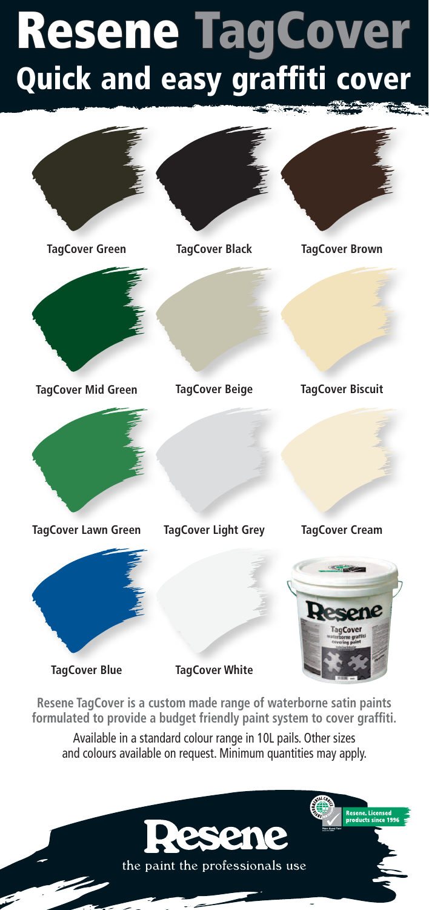# Resene TagCover

## Quick and easy graffiti cover

TagCover Green

TagCover Black

TagCover Brown

TagCover Mid Green

TagCover Beige

TagCover Biscuit

TagCover Lawn Green

TagCover Light Grey

TagCover Cream

TagCover Blue

TagCover White

**Resene TagCover is a custom made range of waterborne satin paints formulated to provide a budget friendly paint system to cover graffiti.**

Available in a standard colour range in 10L pails. Other sizes and colours available on request. Minimum quantities may apply.

Resene. Licensed products since 1996

Resene

the paint the professionals use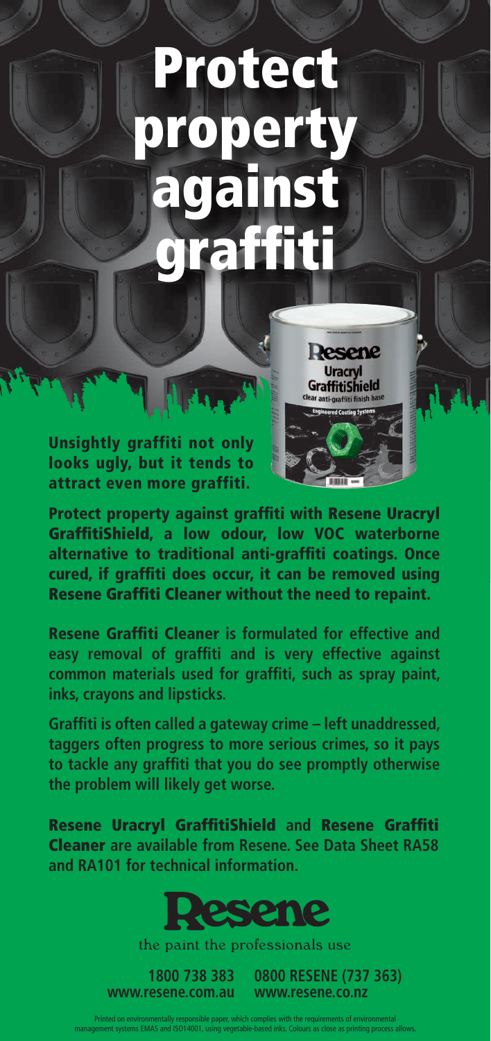# Protect property against graffiti

**Unsightly graffiti not only looks ugly, but it tends to attract even more graffiti.**

**Protect property against graffiti with Resene Uracryl GraffitiShield, a low odour, low VOC waterborne alternative to traditional anti-graffiti coatings. Once cured, if graffiti does occur, it can be removed using Resene Graffiti Cleaner without the need to repaint.**

**Resene Graffiti Cleaner** is formulated for effective and easy removal of graffiti and is very effective against common materials used for graffiti, such as spray paint, inks, crayons and lipsticks.

Graffiti is often called a gateway crime – left unaddressed, taggers often progress to more serious crimes, so it pays to tackle any graffiti that you do see promptly otherwise the problem will likely get worse.

**Resene Uracryl GraffitiShield** and **Resene Graffiti Cleaner** are available from Resene. See Data Sheet RA58 and RA101 for technical information.

Resene

the paint the professionals use

1800 738 383
www.resene.com.au

0800 RESENE (737 363)
www.resene.co.nz

Printed on environmentally responsible paper, which complies with the requirements of environmental management systems EMAS and ISO14001, using vegetable-based inks. Colours as close as printing process allows.